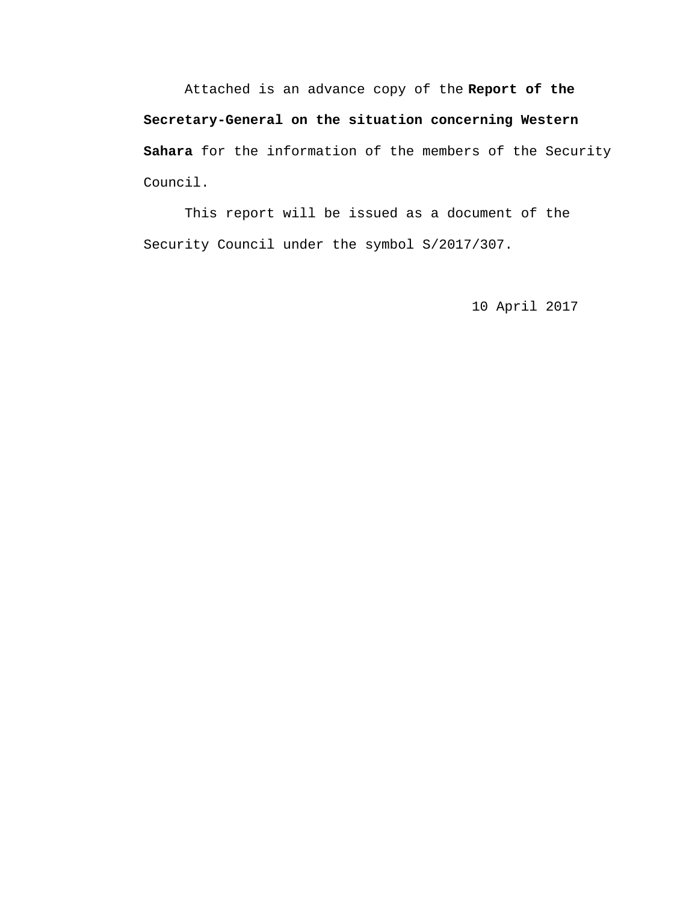Attached is an advance copy of the **Report of the Secretary-General on the situation concerning Western Sahara** for the information of the members of the Security Council.

This report will be issued as a document of the Security Council under the symbol S/2017/307.

10 April 2017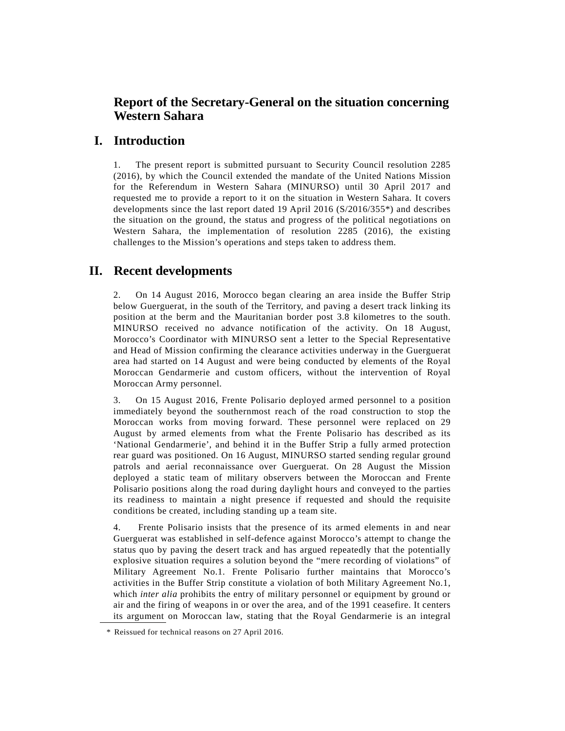# Report of the Secretary-General on the situation concerning Western Sahara

## I. Introduction

1. The present report is submitted pursuant to Security Council resolution 2285 (2016), by which the Council extended the mandate of the United Nations Mission for the Referendum in Western Sahara (MINURSO) until 30 April 2017 and requested me to provide a report to it on the situation in Western Sahara. It covers developments since the last report dated 19 April 2016 (S/2016/355*) and describes the situation on the ground, the status and progress of the political negotiations on Western Sahara, the implementation of resolution 2285 (2016), the existing challenges to the Mission's operations and steps taken to address them.

## II. Recent developments

2. On 14 August 2016, Morocco began clearing an area inside the Buffer Strip below Guerguerat, in the south of the Territory, and paving a desert track linking its position at the berm and the Mauritanian border post 3.8 kilometres to the south. MINURSO received no advance notification of the activity. On 18 August, Morocco's Coordinator with MINURSO sent a letter to the Special Representative and Head of Mission confirming the clearance activities underway in the Guerguerat area had started on 14 August and were being conducted by elements of the Royal Moroccan Gendarmerie and custom officers, without the intervention of Royal Moroccan Army personnel.

3. On 15 August 2016, Frente Polisario deployed armed personnel to a position immediately beyond the southernmost reach of the road construction to stop the Moroccan works from moving forward. These personnel were replaced on 29 August by armed elements from what the Frente Polisario has described as its 'National Gendarmerie', and behind it in the Buffer Strip a fully armed protection rear guard was positioned. On 16 August, MINURSO started sending regular ground patrols and aerial reconnaissance over Guerguerat. On 28 August the Mission deployed a static team of military observers between the Moroccan and Frente Polisario positions along the road during daylight hours and conveyed to the parties its readiness to maintain a night presence if requested and should the requisite conditions be created, including standing up a team site.

4. Frente Polisario insists that the presence of its armed elements in and near Guerguerat was established in self-defence against Morocco's attempt to change the status quo by paving the desert track and has argued repeatedly that the potentially explosive situation requires a solution beyond the "mere recording of violations" of Military Agreement No.1. Frente Polisario further maintains that Morocco's activities in the Buffer Strip constitute a violation of both Military Agreement No.1, which *inter alia* prohibits the entry of military personnel or equipment by ground or air and the firing of weapons in or over the area, and of the 1991 ceasefire. It centers its argument on Moroccan law, stating that the Royal Gendarmerie is an integral

\* Reissued for technical reasons on 27 April 2016.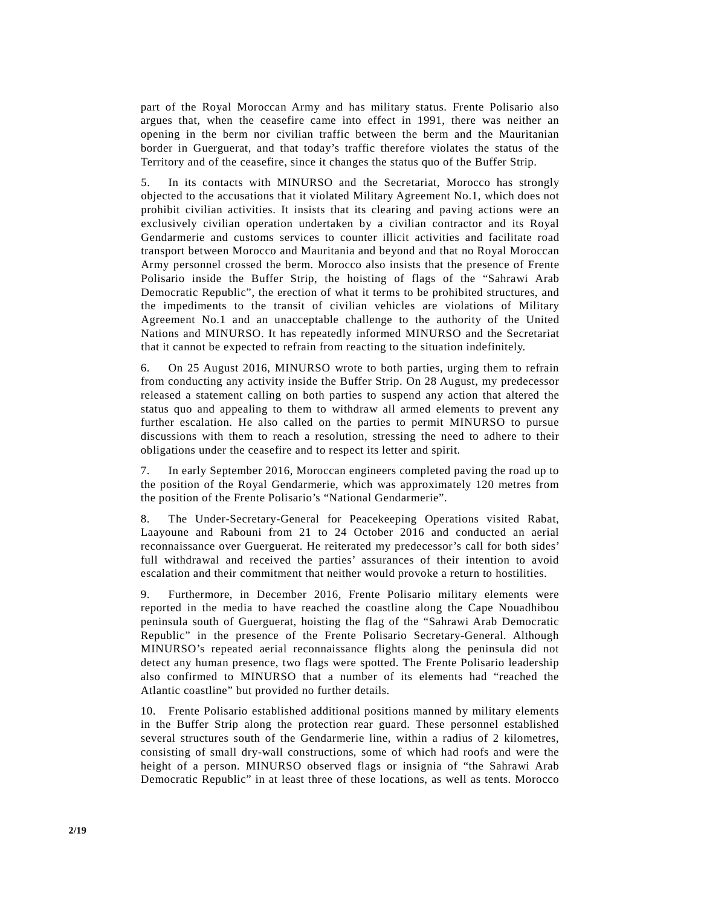part of the Royal Moroccan Army and has military status. Frente Polisario also argues that, when the ceasefire came into effect in 1991, there was neither an opening in the berm nor civilian traffic between the berm and the Mauritanian border in Guerguerat, and that today's traffic therefore violates the status of the Territory and of the ceasefire, since it changes the status quo of the Buffer Strip.

5. In its contacts with MINURSO and the Secretariat, Morocco has strongly objected to the accusations that it violated Military Agreement No.1, which does not prohibit civilian activities. It insists that its clearing and paving actions were an exclusively civilian operation undertaken by a civilian contractor and its Royal Gendarmerie and customs services to counter illicit activities and facilitate road transport between Morocco and Mauritania and beyond and that no Royal Moroccan Army personnel crossed the berm. Morocco also insists that the presence of Frente Polisario inside the Buffer Strip, the hoisting of flags of the "Sahrawi Arab Democratic Republic", the erection of what it terms to be prohibited structures, and the impediments to the transit of civilian vehicles are violations of Military Agreement No.1 and an unacceptable challenge to the authority of the United Nations and MINURSO. It has repeatedly informed MINURSO and the Secretariat that it cannot be expected to refrain from reacting to the situation indefinitely.

6. On 25 August 2016, MINURSO wrote to both parties, urging them to refrain from conducting any activity inside the Buffer Strip. On 28 August, my predecessor released a statement calling on both parties to suspend any action that altered the status quo and appealing to them to withdraw all armed elements to prevent any further escalation. He also called on the parties to permit MINURSO to pursue discussions with them to reach a resolution, stressing the need to adhere to their obligations under the ceasefire and to respect its letter and spirit.

7. In early September 2016, Moroccan engineers completed paving the road up to the position of the Royal Gendarmerie, which was approximately 120 metres from the position of the Frente Polisario's "National Gendarmerie".

8. The Under-Secretary-General for Peacekeeping Operations visited Rabat, Laayoune and Rabouni from 21 to 24 October 2016 and conducted an aerial reconnaissance over Guerguerat. He reiterated my predecessor's call for both sides' full withdrawal and received the parties' assurances of their intention to avoid escalation and their commitment that neither would provoke a return to hostilities.

9. Furthermore, in December 2016, Frente Polisario military elements were reported in the media to have reached the coastline along the Cape Nouadhibou peninsula south of Guerguerat, hoisting the flag of the "Sahrawi Arab Democratic Republic" in the presence of the Frente Polisario Secretary-General. Although MINURSO's repeated aerial reconnaissance flights along the peninsula did not detect any human presence, two flags were spotted. The Frente Polisario leadership also confirmed to MINURSO that a number of its elements had "reached the Atlantic coastline" but provided no further details.

10. Frente Polisario established additional positions manned by military elements in the Buffer Strip along the protection rear guard. These personnel established several structures south of the Gendarmerie line, within a radius of 2 kilometres, consisting of small dry-wall constructions, some of which had roofs and were the height of a person. MINURSO observed flags or insignia of "the Sahrawi Arab Democratic Republic" in at least three of these locations, as well as tents. Morocco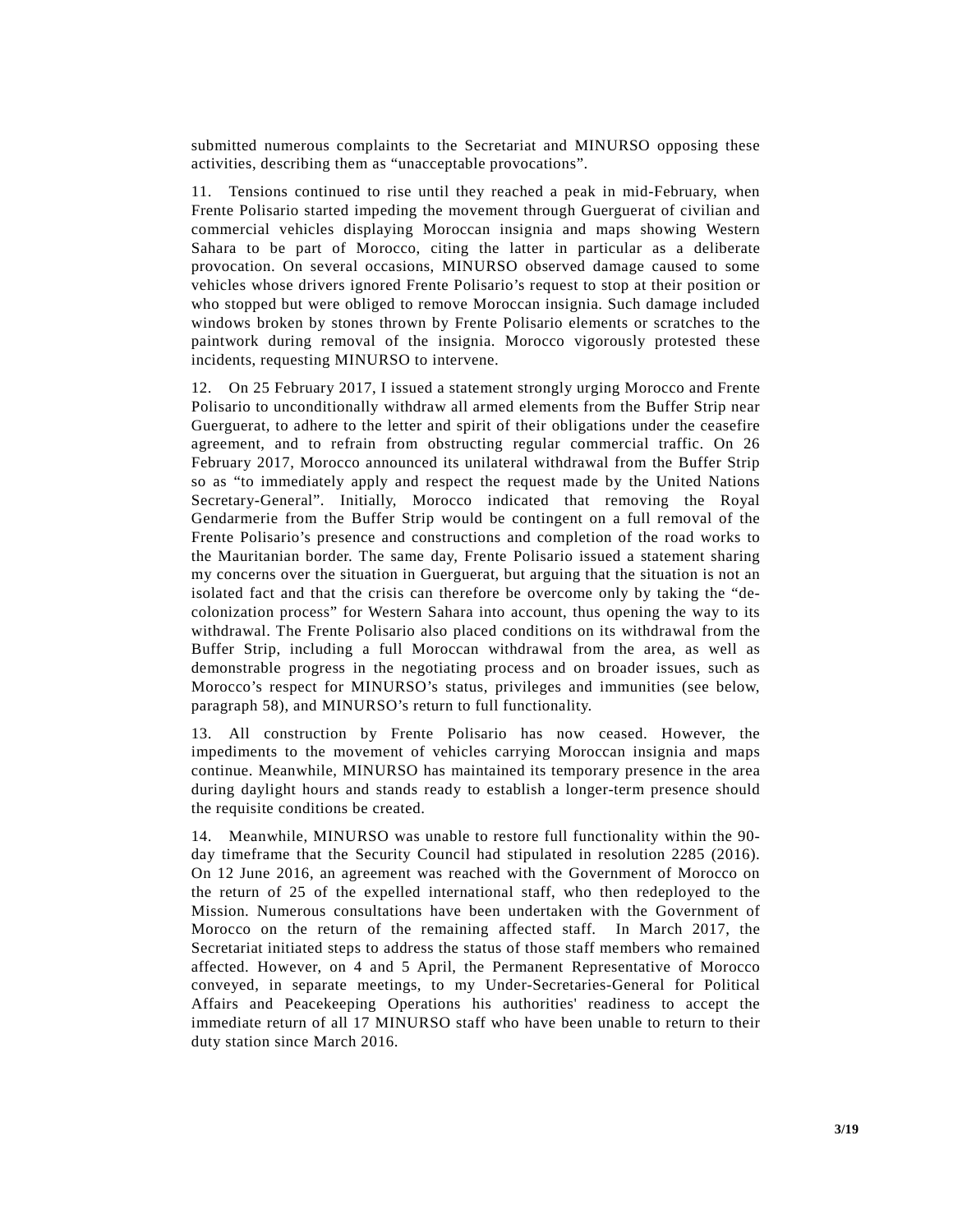submitted numerous complaints to the Secretariat and MINURSO opposing these activities, describing them as “unacceptable provocations”.

11. Tensions continued to rise until they reached a peak in mid-February, when Frente Polisario started impeding the movement through Guerguerat of civilian and commercial vehicles displaying Moroccan insignia and maps showing Western Sahara to be part of Morocco, citing the latter in particular as a deliberate provocation. On several occasions, MINURSO observed damage caused to some vehicles whose drivers ignored Frente Polisario’s request to stop at their position or who stopped but were obliged to remove Moroccan insignia. Such damage included windows broken by stones thrown by Frente Polisario elements or scratches to the paintwork during removal of the insignia. Morocco vigorously protested these incidents, requesting MINURSO to intervene.

12. On 25 February 2017, I issued a statement strongly urging Morocco and Frente Polisario to unconditionally withdraw all armed elements from the Buffer Strip near Guerguerat, to adhere to the letter and spirit of their obligations under the ceasefire agreement, and to refrain from obstructing regular commercial traffic. On 26 February 2017, Morocco announced its unilateral withdrawal from the Buffer Strip so as “to immediately apply and respect the request made by the United Nations Secretary-General”. Initially, Morocco indicated that removing the Royal Gendarmerie from the Buffer Strip would be contingent on a full removal of the Frente Polisario’s presence and constructions and completion of the road works to the Mauritanian border. The same day, Frente Polisario issued a statement sharing my concerns over the situation in Guerguerat, but arguing that the situation is not an isolated fact and that the crisis can therefore be overcome only by taking the “de-colonization process” for Western Sahara into account, thus opening the way to its withdrawal. The Frente Polisario also placed conditions on its withdrawal from the Buffer Strip, including a full Moroccan withdrawal from the area, as well as demonstrable progress in the negotiating process and on broader issues, such as Morocco’s respect for MINURSO’s status, privileges and immunities (see below, paragraph 58), and MINURSO’s return to full functionality.

13. All construction by Frente Polisario has now ceased. However, the impediments to the movement of vehicles carrying Moroccan insignia and maps continue. Meanwhile, MINURSO has maintained its temporary presence in the area during daylight hours and stands ready to establish a longer-term presence should the requisite conditions be created.

14. Meanwhile, MINURSO was unable to restore full functionality within the 90-day timeframe that the Security Council had stipulated in resolution 2285 (2016). On 12 June 2016, an agreement was reached with the Government of Morocco on the return of 25 of the expelled international staff, who then redeployed to the Mission. Numerous consultations have been undertaken with the Government of Morocco on the return of the remaining affected staff. In March 2017, the Secretariat initiated steps to address the status of those staff members who remained affected. However, on 4 and 5 April, the Permanent Representative of Morocco conveyed, in separate meetings, to my Under-Secretaries-General for Political Affairs and Peacekeeping Operations his authorities' readiness to accept the immediate return of all 17 MINURSO staff who have been unable to return to their duty station since March 2016.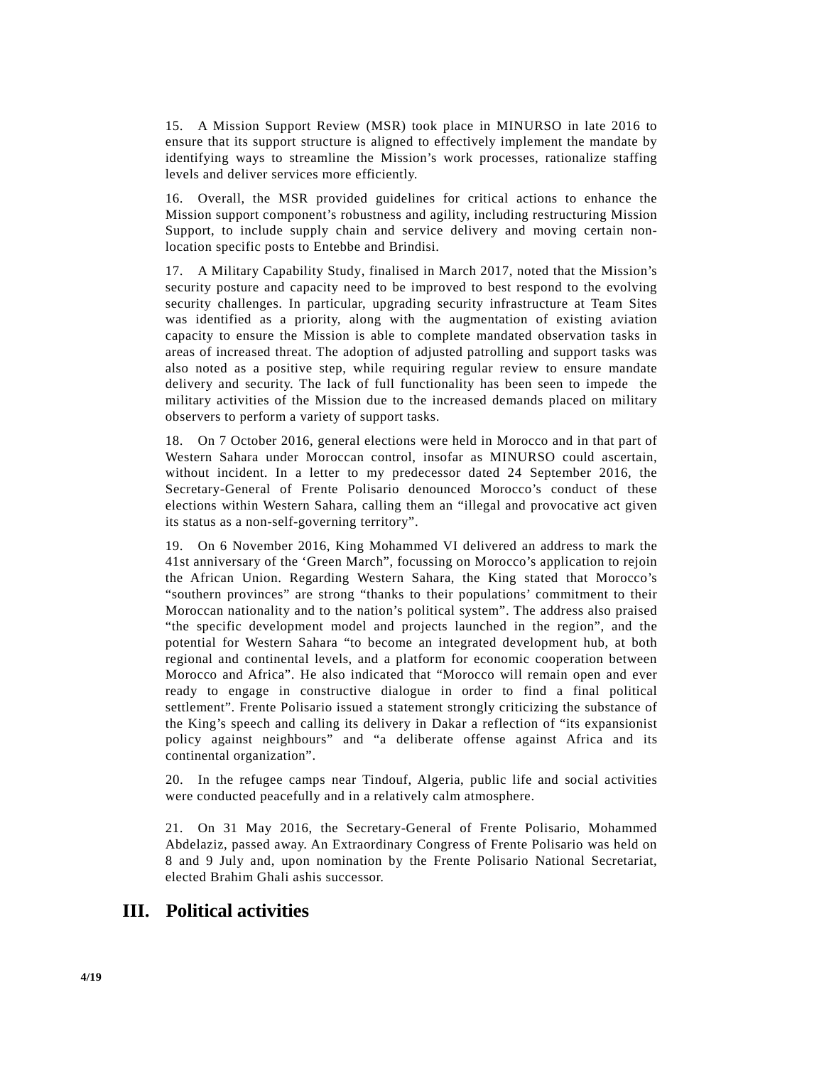15. A Mission Support Review (MSR) took place in MINURSO in late 2016 to ensure that its support structure is aligned to effectively implement the mandate by identifying ways to streamline the Mission's work processes, rationalize staffing levels and deliver services more efficiently.

16. Overall, the MSR provided guidelines for critical actions to enhance the Mission support component's robustness and agility, including restructuring Mission Support, to include supply chain and service delivery and moving certain non-location specific posts to Entebbe and Brindisi.

17. A Military Capability Study, finalised in March 2017, noted that the Mission's security posture and capacity need to be improved to best respond to the evolving security challenges. In particular, upgrading security infrastructure at Team Sites was identified as a priority, along with the augmentation of existing aviation capacity to ensure the Mission is able to complete mandated observation tasks in areas of increased threat. The adoption of adjusted patrolling and support tasks was also noted as a positive step, while requiring regular review to ensure mandate delivery and security. The lack of full functionality has been seen to impede the military activities of the Mission due to the increased demands placed on military observers to perform a variety of support tasks.

18. On 7 October 2016, general elections were held in Morocco and in that part of Western Sahara under Moroccan control, insofar as MINURSO could ascertain, without incident. In a letter to my predecessor dated 24 September 2016, the Secretary-General of Frente Polisario denounced Morocco's conduct of these elections within Western Sahara, calling them an "illegal and provocative act given its status as a non-self-governing territory".

19. On 6 November 2016, King Mohammed VI delivered an address to mark the 41st anniversary of the 'Green March", focussing on Morocco's application to rejoin the African Union. Regarding Western Sahara, the King stated that Morocco's "southern provinces" are strong "thanks to their populations' commitment to their Moroccan nationality and to the nation's political system". The address also praised "the specific development model and projects launched in the region", and the potential for Western Sahara "to become an integrated development hub, at both regional and continental levels, and a platform for economic cooperation between Morocco and Africa". He also indicated that "Morocco will remain open and ever ready to engage in constructive dialogue in order to find a final political settlement". Frente Polisario issued a statement strongly criticizing the substance of the King's speech and calling its delivery in Dakar a reflection of "its expansionist policy against neighbours" and "a deliberate offense against Africa and its continental organization".

20. In the refugee camps near Tindouf, Algeria, public life and social activities were conducted peacefully and in a relatively calm atmosphere.

21. On 31 May 2016, the Secretary-General of Frente Polisario, Mohammed Abdelaziz, passed away. An Extraordinary Congress of Frente Polisario was held on 8 and 9 July and, upon nomination by the Frente Polisario National Secretariat, elected Brahim Ghali ashis successor.

## III. Political activities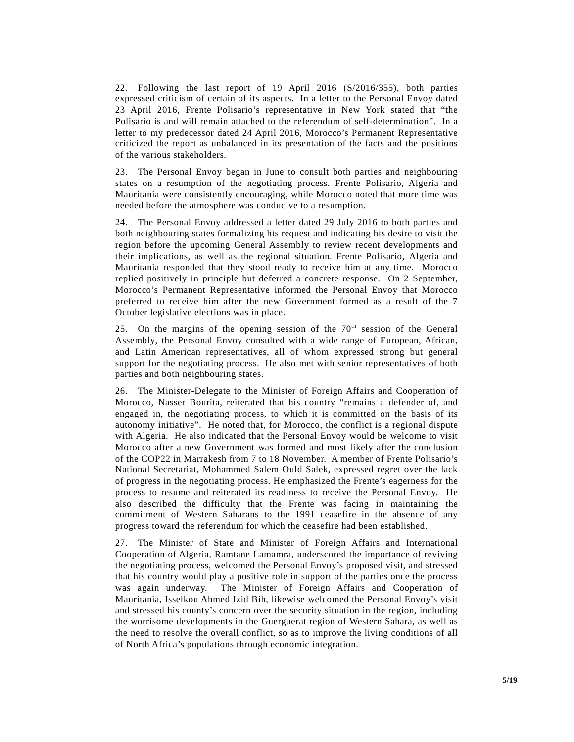22. Following the last report of 19 April 2016 (S/2016/355), both parties expressed criticism of certain of its aspects. In a letter to the Personal Envoy dated 23 April 2016, Frente Polisario's representative in New York stated that "the Polisario is and will remain attached to the referendum of self-determination". In a letter to my predecessor dated 24 April 2016, Morocco's Permanent Representative criticized the report as unbalanced in its presentation of the facts and the positions of the various stakeholders.

23. The Personal Envoy began in June to consult both parties and neighbouring states on a resumption of the negotiating process. Frente Polisario, Algeria and Mauritania were consistently encouraging, while Morocco noted that more time was needed before the atmosphere was conducive to a resumption.

24. The Personal Envoy addressed a letter dated 29 July 2016 to both parties and both neighbouring states formalizing his request and indicating his desire to visit the region before the upcoming General Assembly to review recent developments and their implications, as well as the regional situation. Frente Polisario, Algeria and Mauritania responded that they stood ready to receive him at any time. Morocco replied positively in principle but deferred a concrete response. On 2 September, Morocco's Permanent Representative informed the Personal Envoy that Morocco preferred to receive him after the new Government formed as a result of the 7 October legislative elections was in place.

25. On the margins of the opening session of the 70th session of the General Assembly, the Personal Envoy consulted with a wide range of European, African, and Latin American representatives, all of whom expressed strong but general support for the negotiating process. He also met with senior representatives of both parties and both neighbouring states.

26. The Minister-Delegate to the Minister of Foreign Affairs and Cooperation of Morocco, Nasser Bourita, reiterated that his country "remains a defender of, and engaged in, the negotiating process, to which it is committed on the basis of its autonomy initiative". He noted that, for Morocco, the conflict is a regional dispute with Algeria. He also indicated that the Personal Envoy would be welcome to visit Morocco after a new Government was formed and most likely after the conclusion of the COP22 in Marrakesh from 7 to 18 November. A member of Frente Polisario's National Secretariat, Mohammed Salem Ould Salek, expressed regret over the lack of progress in the negotiating process. He emphasized the Frente's eagerness for the process to resume and reiterated its readiness to receive the Personal Envoy. He also described the difficulty that the Frente was facing in maintaining the commitment of Western Saharans to the 1991 ceasefire in the absence of any progress toward the referendum for which the ceasefire had been established.

27. The Minister of State and Minister of Foreign Affairs and International Cooperation of Algeria, Ramtane Lamamra, underscored the importance of reviving the negotiating process, welcomed the Personal Envoy's proposed visit, and stressed that his country would play a positive role in support of the parties once the process was again underway. The Minister of Foreign Affairs and Cooperation of Mauritania, Isselkou Ahmed Izid Bih, likewise welcomed the Personal Envoy's visit and stressed his county's concern over the security situation in the region, including the worrisome developments in the Guerguerat region of Western Sahara, as well as the need to resolve the overall conflict, so as to improve the living conditions of all of North Africa's populations through economic integration.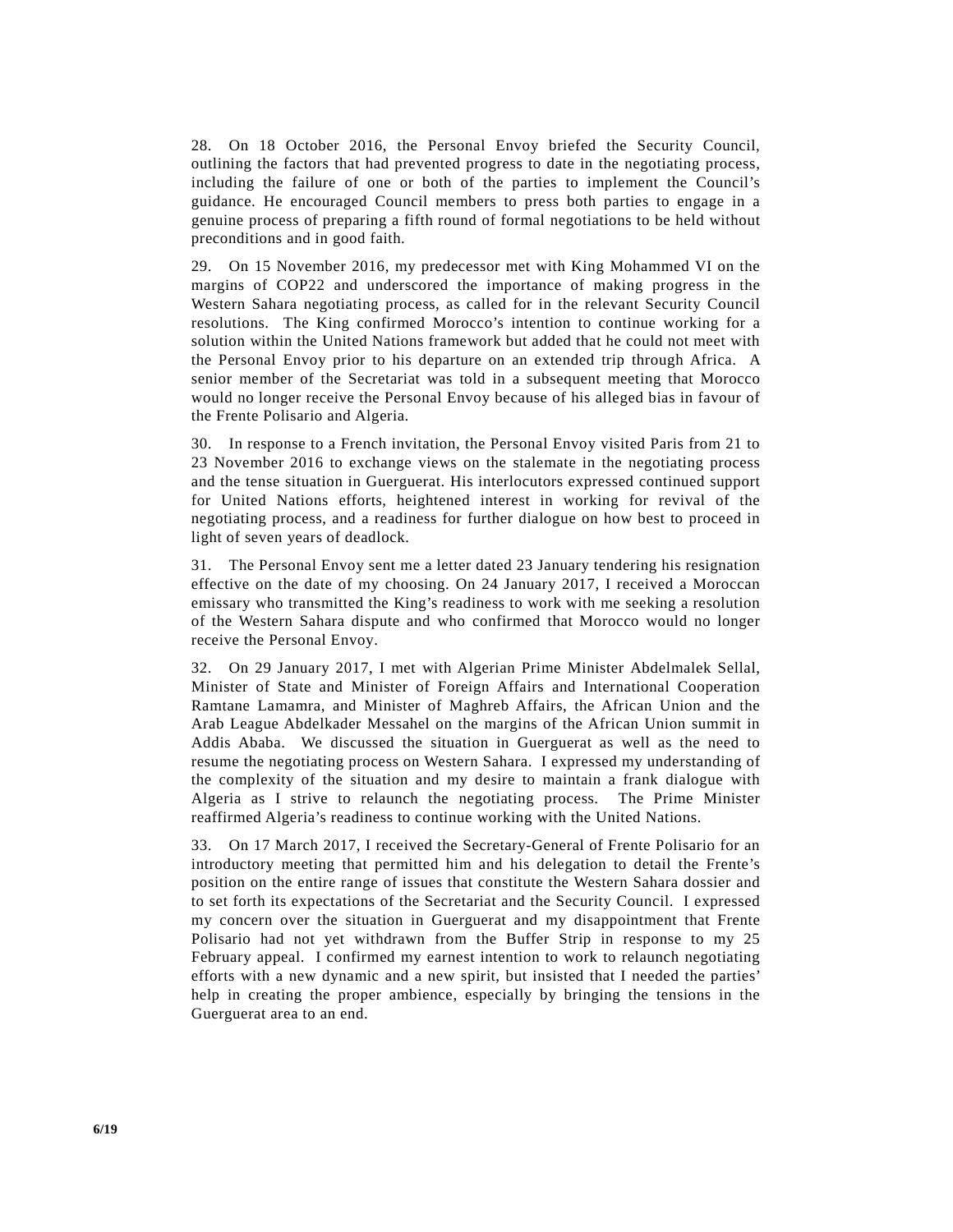28. On 18 October 2016, the Personal Envoy briefed the Security Council, outlining the factors that had prevented progress to date in the negotiating process, including the failure of one or both of the parties to implement the Council's guidance. He encouraged Council members to press both parties to engage in a genuine process of preparing a fifth round of formal negotiations to be held without preconditions and in good faith.

29. On 15 November 2016, my predecessor met with King Mohammed VI on the margins of COP22 and underscored the importance of making progress in the Western Sahara negotiating process, as called for in the relevant Security Council resolutions. The King confirmed Morocco's intention to continue working for a solution within the United Nations framework but added that he could not meet with the Personal Envoy prior to his departure on an extended trip through Africa. A senior member of the Secretariat was told in a subsequent meeting that Morocco would no longer receive the Personal Envoy because of his alleged bias in favour of the Frente Polisario and Algeria.

30. In response to a French invitation, the Personal Envoy visited Paris from 21 to 23 November 2016 to exchange views on the stalemate in the negotiating process and the tense situation in Guerguerat. His interlocutors expressed continued support for United Nations efforts, heightened interest in working for revival of the negotiating process, and a readiness for further dialogue on how best to proceed in light of seven years of deadlock.

31. The Personal Envoy sent me a letter dated 23 January tendering his resignation effective on the date of my choosing. On 24 January 2017, I received a Moroccan emissary who transmitted the King's readiness to work with me seeking a resolution of the Western Sahara dispute and who confirmed that Morocco would no longer receive the Personal Envoy.

32. On 29 January 2017, I met with Algerian Prime Minister Abdelmalek Sellal, Minister of State and Minister of Foreign Affairs and International Cooperation Ramtane Lamamra, and Minister of Maghreb Affairs, the African Union and the Arab League Abdelkader Messahel on the margins of the African Union summit in Addis Ababa. We discussed the situation in Guerguerat as well as the need to resume the negotiating process on Western Sahara. I expressed my understanding of the complexity of the situation and my desire to maintain a frank dialogue with Algeria as I strive to relaunch the negotiating process. The Prime Minister reaffirmed Algeria's readiness to continue working with the United Nations.

33. On 17 March 2017, I received the Secretary-General of Frente Polisario for an introductory meeting that permitted him and his delegation to detail the Frente's position on the entire range of issues that constitute the Western Sahara dossier and to set forth its expectations of the Secretariat and the Security Council. I expressed my concern over the situation in Guerguerat and my disappointment that Frente Polisario had not yet withdrawn from the Buffer Strip in response to my 25 February appeal. I confirmed my earnest intention to work to relaunch negotiating efforts with a new dynamic and a new spirit, but insisted that I needed the parties' help in creating the proper ambience, especially by bringing the tensions in the Guerguerat area to an end.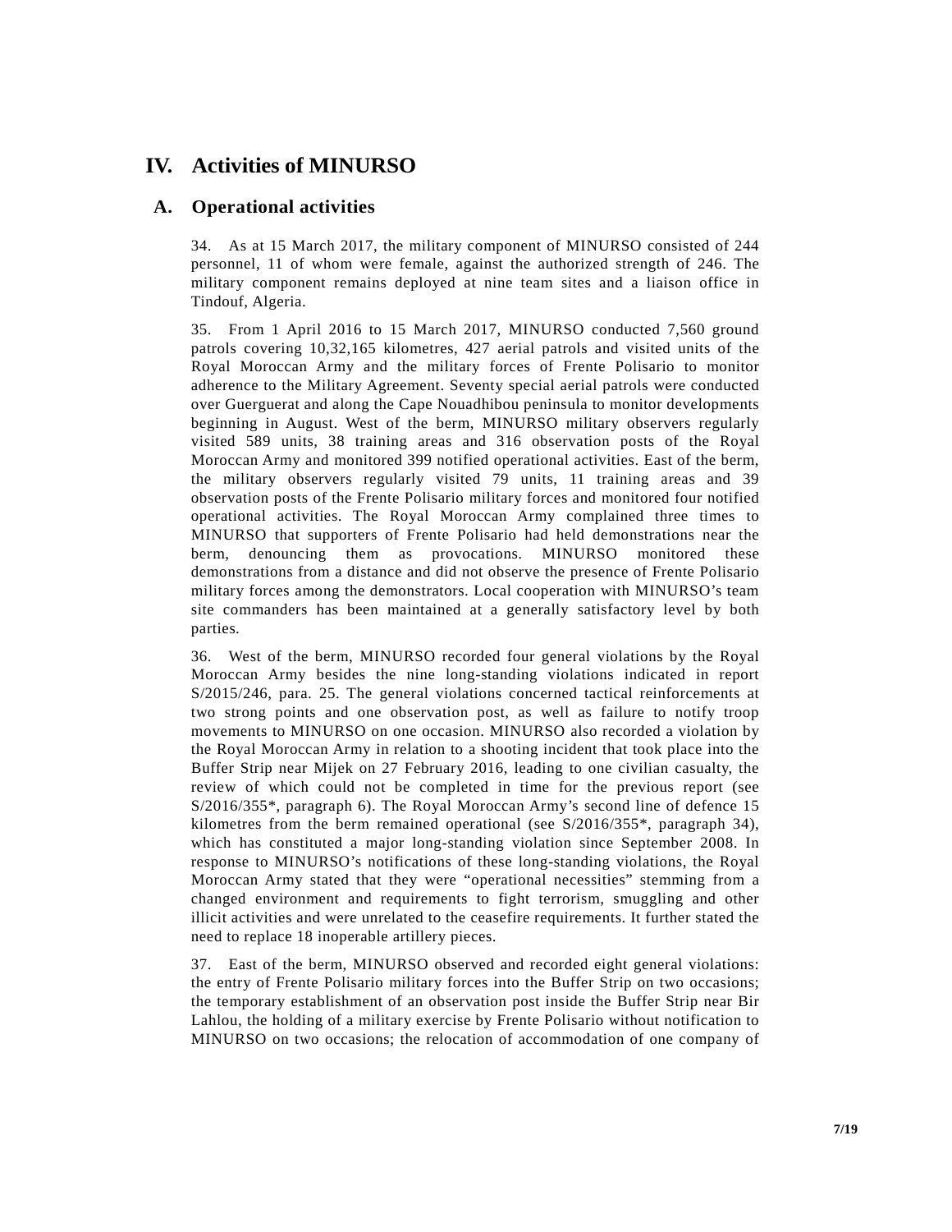# IV. Activities of MINURSO

## A. Operational activities

34. As at 15 March 2017, the military component of MINURSO consisted of 244 personnel, 11 of whom were female, against the authorized strength of 246. The military component remains deployed at nine team sites and a liaison office in Tindouf, Algeria.

35. From 1 April 2016 to 15 March 2017, MINURSO conducted 7,560 ground patrols covering 10,32,165 kilometres, 427 aerial patrols and visited units of the Royal Moroccan Army and the military forces of Frente Polisario to monitor adherence to the Military Agreement. Seventy special aerial patrols were conducted over Guerguerat and along the Cape Nouadhibou peninsula to monitor developments beginning in August. West of the berm, MINURSO military observers regularly visited 589 units, 38 training areas and 316 observation posts of the Royal Moroccan Army and monitored 399 notified operational activities. East of the berm, the military observers regularly visited 79 units, 11 training areas and 39 observation posts of the Frente Polisario military forces and monitored four notified operational activities. The Royal Moroccan Army complained three times to MINURSO that supporters of Frente Polisario had held demonstrations near the berm, denouncing them as provocations. MINURSO monitored these demonstrations from a distance and did not observe the presence of Frente Polisario military forces among the demonstrators. Local cooperation with MINURSO's team site commanders has been maintained at a generally satisfactory level by both parties.

36. West of the berm, MINURSO recorded four general violations by the Royal Moroccan Army besides the nine long-standing violations indicated in report S/2015/246, para. 25. The general violations concerned tactical reinforcements at two strong points and one observation post, as well as failure to notify troop movements to MINURSO on one occasion. MINURSO also recorded a violation by the Royal Moroccan Army in relation to a shooting incident that took place into the Buffer Strip near Mijek on 27 February 2016, leading to one civilian casualty, the review of which could not be completed in time for the previous report (see S/2016/355*, paragraph 6). The Royal Moroccan Army's second line of defence 15 kilometres from the berm remained operational (see S/2016/355*, paragraph 34), which has constituted a major long-standing violation since September 2008. In response to MINURSO's notifications of these long-standing violations, the Royal Moroccan Army stated that they were "operational necessities" stemming from a changed environment and requirements to fight terrorism, smuggling and other illicit activities and were unrelated to the ceasefire requirements. It further stated the need to replace 18 inoperable artillery pieces.

37. East of the berm, MINURSO observed and recorded eight general violations: the entry of Frente Polisario military forces into the Buffer Strip on two occasions; the temporary establishment of an observation post inside the Buffer Strip near Bir Lahlou, the holding of a military exercise by Frente Polisario without notification to MINURSO on two occasions; the relocation of accommodation of one company of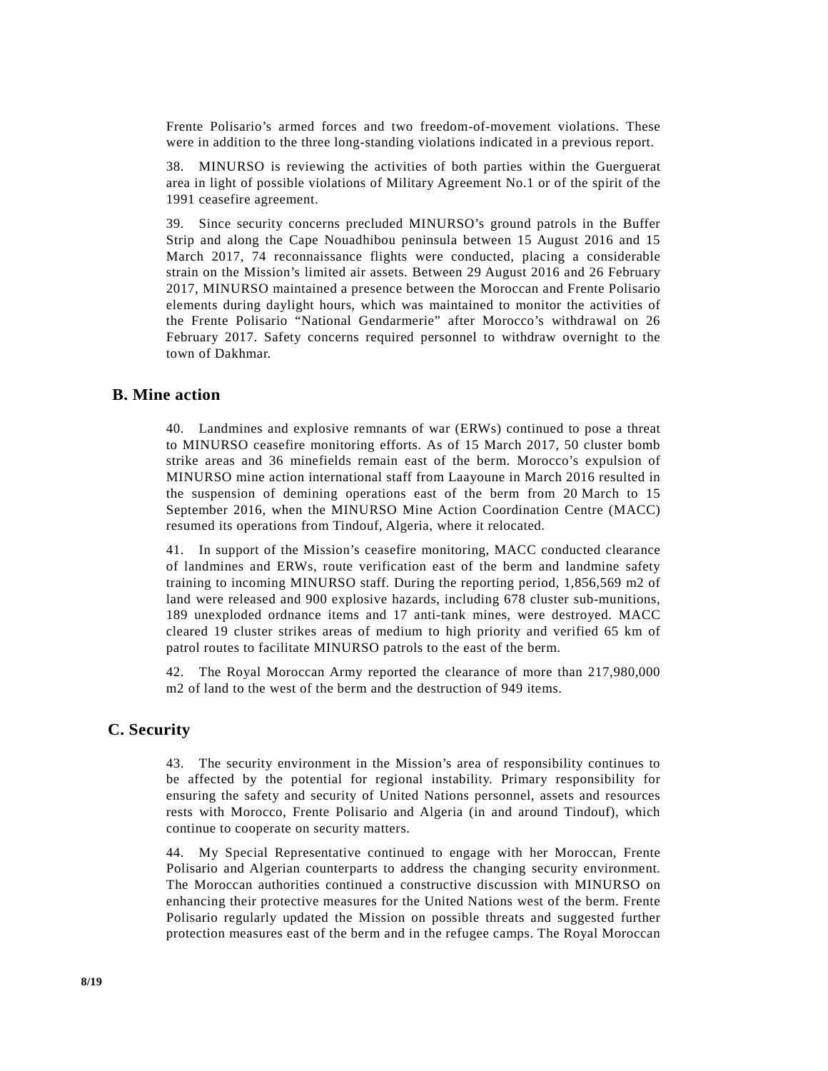Frente Polisario's armed forces and two freedom-of-movement violations. These were in addition to the three long-standing violations indicated in a previous report.

38. MINURSO is reviewing the activities of both parties within the Guerguerat area in light of possible violations of Military Agreement No.1 or of the spirit of the 1991 ceasefire agreement.

39. Since security concerns precluded MINURSO's ground patrols in the Buffer Strip and along the Cape Nouadhibou peninsula between 15 August 2016 and 15 March 2017, 74 reconnaissance flights were conducted, placing a considerable strain on the Mission's limited air assets. Between 29 August 2016 and 26 February 2017, MINURSO maintained a presence between the Moroccan and Frente Polisario elements during daylight hours, which was maintained to monitor the activities of the Frente Polisario "National Gendarmerie" after Morocco's withdrawal on 26 February 2017. Safety concerns required personnel to withdraw overnight to the town of Dakhmar.

## B. Mine action

40. Landmines and explosive remnants of war (ERWs) continued to pose a threat to MINURSO ceasefire monitoring efforts. As of 15 March 2017, 50 cluster bomb strike areas and 36 minefields remain east of the berm. Morocco's expulsion of MINURSO mine action international staff from Laayoune in March 2016 resulted in the suspension of demining operations east of the berm from 20 March to 15 September 2016, when the MINURSO Mine Action Coordination Centre (MACC) resumed its operations from Tindouf, Algeria, where it relocated.

41. In support of the Mission's ceasefire monitoring, MACC conducted clearance of landmines and ERWs, route verification east of the berm and landmine safety training to incoming MINURSO staff. During the reporting period, 1,856,569 m2 of land were released and 900 explosive hazards, including 678 cluster sub-munitions, 189 unexploded ordnance items and 17 anti-tank mines, were destroyed. MACC cleared 19 cluster strikes areas of medium to high priority and verified 65 km of patrol routes to facilitate MINURSO patrols to the east of the berm.

42. The Royal Moroccan Army reported the clearance of more than 217,980,000 m2 of land to the west of the berm and the destruction of 949 items.

## C. Security

43. The security environment in the Mission's area of responsibility continues to be affected by the potential for regional instability. Primary responsibility for ensuring the safety and security of United Nations personnel, assets and resources rests with Morocco, Frente Polisario and Algeria (in and around Tindouf), which continue to cooperate on security matters.

44. My Special Representative continued to engage with her Moroccan, Frente Polisario and Algerian counterparts to address the changing security environment. The Moroccan authorities continued a constructive discussion with MINURSO on enhancing their protective measures for the United Nations west of the berm. Frente Polisario regularly updated the Mission on possible threats and suggested further protection measures east of the berm and in the refugee camps. The Royal Moroccan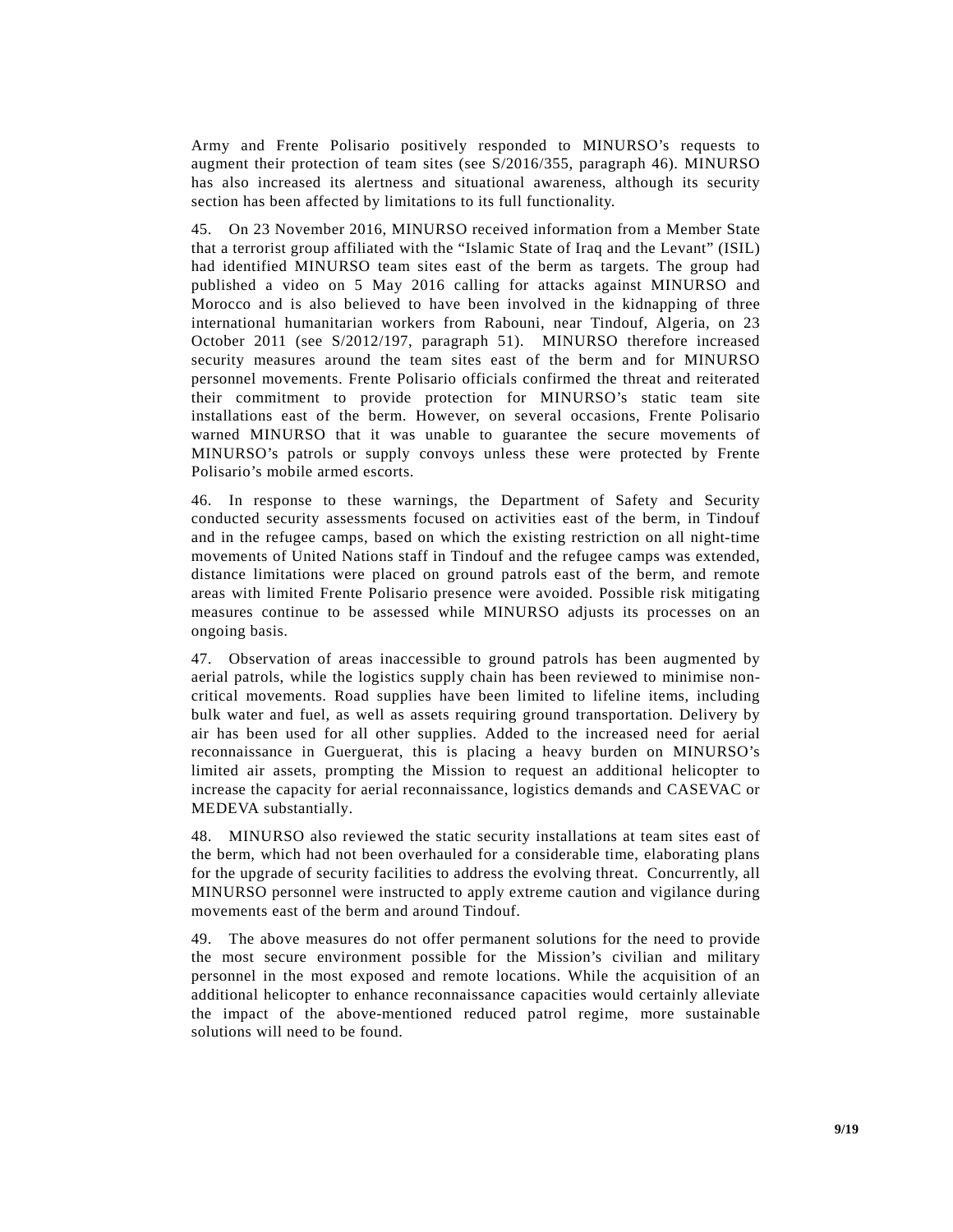Army and Frente Polisario positively responded to MINURSO's requests to augment their protection of team sites (see S/2016/355, paragraph 46). MINURSO has also increased its alertness and situational awareness, although its security section has been affected by limitations to its full functionality.

45. On 23 November 2016, MINURSO received information from a Member State that a terrorist group affiliated with the "Islamic State of Iraq and the Levant" (ISIL) had identified MINURSO team sites east of the berm as targets. The group had published a video on 5 May 2016 calling for attacks against MINURSO and Morocco and is also believed to have been involved in the kidnapping of three international humanitarian workers from Rabouni, near Tindouf, Algeria, on 23 October 2011 (see S/2012/197, paragraph 51). MINURSO therefore increased security measures around the team sites east of the berm and for MINURSO personnel movements. Frente Polisario officials confirmed the threat and reiterated their commitment to provide protection for MINURSO's static team site installations east of the berm. However, on several occasions, Frente Polisario warned MINURSO that it was unable to guarantee the secure movements of MINURSO's patrols or supply convoys unless these were protected by Frente Polisario's mobile armed escorts.

46. In response to these warnings, the Department of Safety and Security conducted security assessments focused on activities east of the berm, in Tindouf and in the refugee camps, based on which the existing restriction on all night-time movements of United Nations staff in Tindouf and the refugee camps was extended, distance limitations were placed on ground patrols east of the berm, and remote areas with limited Frente Polisario presence were avoided. Possible risk mitigating measures continue to be assessed while MINURSO adjusts its processes on an ongoing basis.

47. Observation of areas inaccessible to ground patrols has been augmented by aerial patrols, while the logistics supply chain has been reviewed to minimise non-critical movements. Road supplies have been limited to lifeline items, including bulk water and fuel, as well as assets requiring ground transportation. Delivery by air has been used for all other supplies. Added to the increased need for aerial reconnaissance in Guerguerat, this is placing a heavy burden on MINURSO's limited air assets, prompting the Mission to request an additional helicopter to increase the capacity for aerial reconnaissance, logistics demands and CASEVAC or MEDEVA substantially.

48. MINURSO also reviewed the static security installations at team sites east of the berm, which had not been overhauled for a considerable time, elaborating plans for the upgrade of security facilities to address the evolving threat. Concurrently, all MINURSO personnel were instructed to apply extreme caution and vigilance during movements east of the berm and around Tindouf.

49. The above measures do not offer permanent solutions for the need to provide the most secure environment possible for the Mission's civilian and military personnel in the most exposed and remote locations. While the acquisition of an additional helicopter to enhance reconnaissance capacities would certainly alleviate the impact of the above-mentioned reduced patrol regime, more sustainable solutions will need to be found.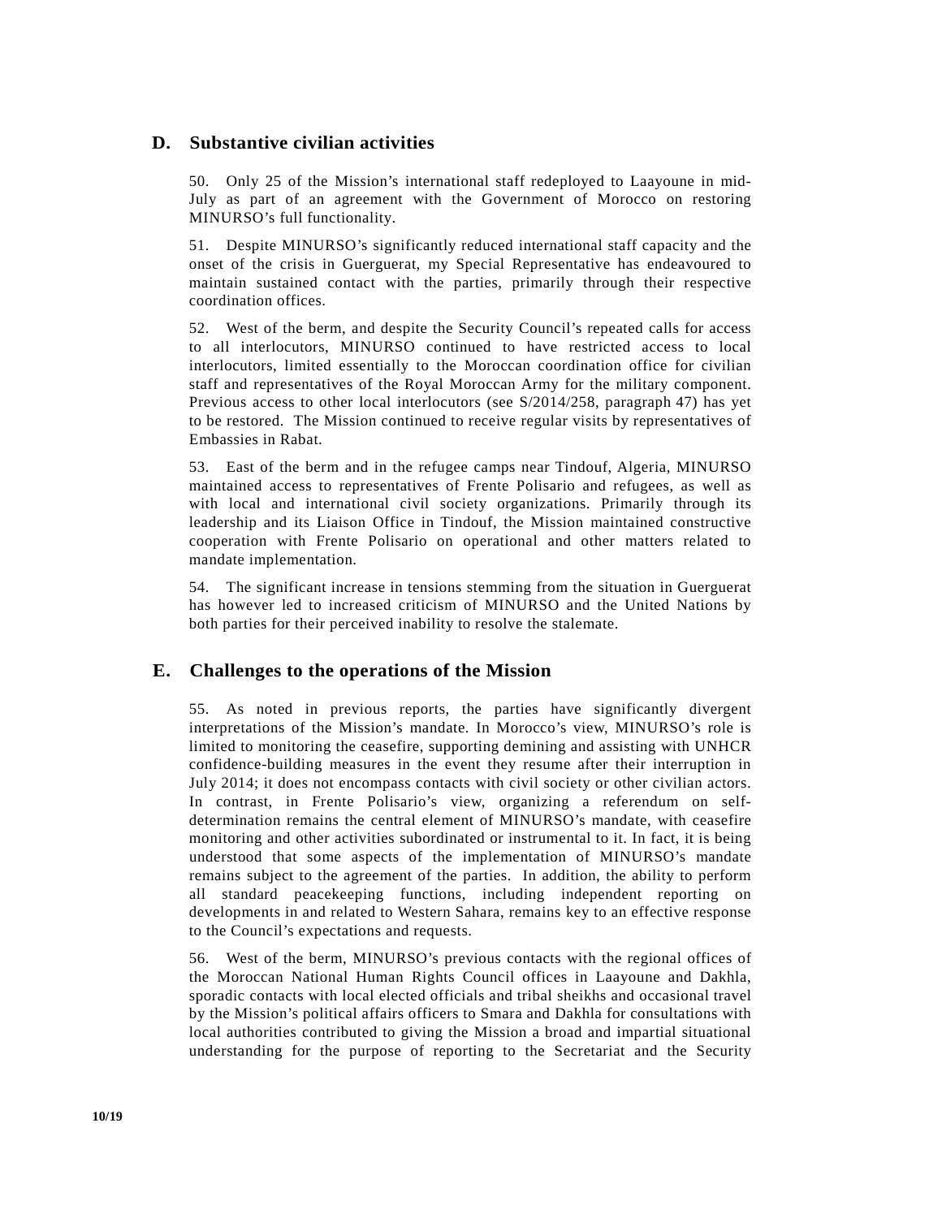## D. Substantive civilian activities

50. Only 25 of the Mission's international staff redeployed to Laayoune in mid-July as part of an agreement with the Government of Morocco on restoring MINURSO's full functionality.

51. Despite MINURSO's significantly reduced international staff capacity and the onset of the crisis in Guerguerat, my Special Representative has endeavoured to maintain sustained contact with the parties, primarily through their respective coordination offices.

52. West of the berm, and despite the Security Council's repeated calls for access to all interlocutors, MINURSO continued to have restricted access to local interlocutors, limited essentially to the Moroccan coordination office for civilian staff and representatives of the Royal Moroccan Army for the military component. Previous access to other local interlocutors (see S/2014/258, paragraph 47) has yet to be restored. The Mission continued to receive regular visits by representatives of Embassies in Rabat.

53. East of the berm and in the refugee camps near Tindouf, Algeria, MINURSO maintained access to representatives of Frente Polisario and refugees, as well as with local and international civil society organizations. Primarily through its leadership and its Liaison Office in Tindouf, the Mission maintained constructive cooperation with Frente Polisario on operational and other matters related to mandate implementation.

54. The significant increase in tensions stemming from the situation in Guerguerat has however led to increased criticism of MINURSO and the United Nations by both parties for their perceived inability to resolve the stalemate.

## E. Challenges to the operations of the Mission

55. As noted in previous reports, the parties have significantly divergent interpretations of the Mission's mandate. In Morocco's view, MINURSO's role is limited to monitoring the ceasefire, supporting demining and assisting with UNHCR confidence-building measures in the event they resume after their interruption in July 2014; it does not encompass contacts with civil society or other civilian actors. In contrast, in Frente Polisario's view, organizing a referendum on self-determination remains the central element of MINURSO's mandate, with ceasefire monitoring and other activities subordinated or instrumental to it. In fact, it is being understood that some aspects of the implementation of MINURSO's mandate remains subject to the agreement of the parties. In addition, the ability to perform all standard peacekeeping functions, including independent reporting on developments in and related to Western Sahara, remains key to an effective response to the Council's expectations and requests.

56. West of the berm, MINURSO's previous contacts with the regional offices of the Moroccan National Human Rights Council offices in Laayoune and Dakhla, sporadic contacts with local elected officials and tribal sheikhs and occasional travel by the Mission's political affairs officers to Smara and Dakhla for consultations with local authorities contributed to giving the Mission a broad and impartial situational understanding for the purpose of reporting to the Secretariat and the Security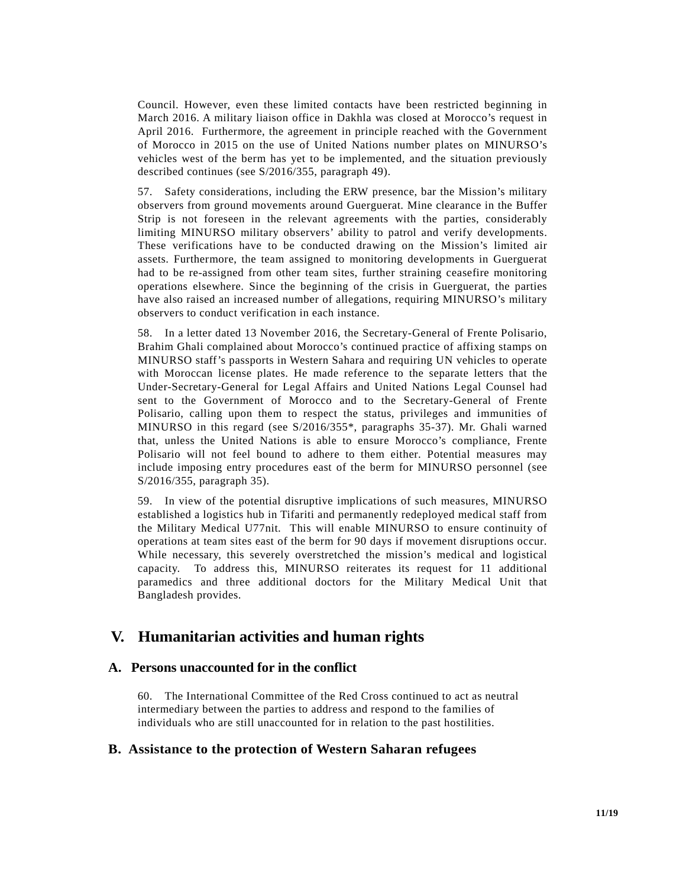Council. However, even these limited contacts have been restricted beginning in March 2016. A military liaison office in Dakhla was closed at Morocco's request in April 2016. Furthermore, the agreement in principle reached with the Government of Morocco in 2015 on the use of United Nations number plates on MINURSO's vehicles west of the berm has yet to be implemented, and the situation previously described continues (see S/2016/355, paragraph 49).

57. Safety considerations, including the ERW presence, bar the Mission's military observers from ground movements around Guerguerat. Mine clearance in the Buffer Strip is not foreseen in the relevant agreements with the parties, considerably limiting MINURSO military observers' ability to patrol and verify developments. These verifications have to be conducted drawing on the Mission's limited air assets. Furthermore, the team assigned to monitoring developments in Guerguerat had to be re-assigned from other team sites, further straining ceasefire monitoring operations elsewhere. Since the beginning of the crisis in Guerguerat, the parties have also raised an increased number of allegations, requiring MINURSO's military observers to conduct verification in each instance.

58. In a letter dated 13 November 2016, the Secretary-General of Frente Polisario, Brahim Ghali complained about Morocco's continued practice of affixing stamps on MINURSO staff's passports in Western Sahara and requiring UN vehicles to operate with Moroccan license plates. He made reference to the separate letters that the Under-Secretary-General for Legal Affairs and United Nations Legal Counsel had sent to the Government of Morocco and to the Secretary-General of Frente Polisario, calling upon them to respect the status, privileges and immunities of MINURSO in this regard (see S/2016/355*, paragraphs 35-37). Mr. Ghali warned that, unless the United Nations is able to ensure Morocco's compliance, Frente Polisario will not feel bound to adhere to them either. Potential measures may include imposing entry procedures east of the berm for MINURSO personnel (see S/2016/355, paragraph 35).

59. In view of the potential disruptive implications of such measures, MINURSO established a logistics hub in Tifariti and permanently redeployed medical staff from the Military Medical U77nit. This will enable MINURSO to ensure continuity of operations at team sites east of the berm for 90 days if movement disruptions occur. While necessary, this severely overstretched the mission's medical and logistical capacity. To address this, MINURSO reiterates its request for 11 additional paramedics and three additional doctors for the Military Medical Unit that Bangladesh provides.

# V. Humanitarian activities and human rights

## A. Persons unaccounted for in the conflict

60. The International Committee of the Red Cross continued to act as neutral intermediary between the parties to address and respond to the families of individuals who are still unaccounted for in relation to the past hostilities.

## B. Assistance to the protection of Western Saharan refugees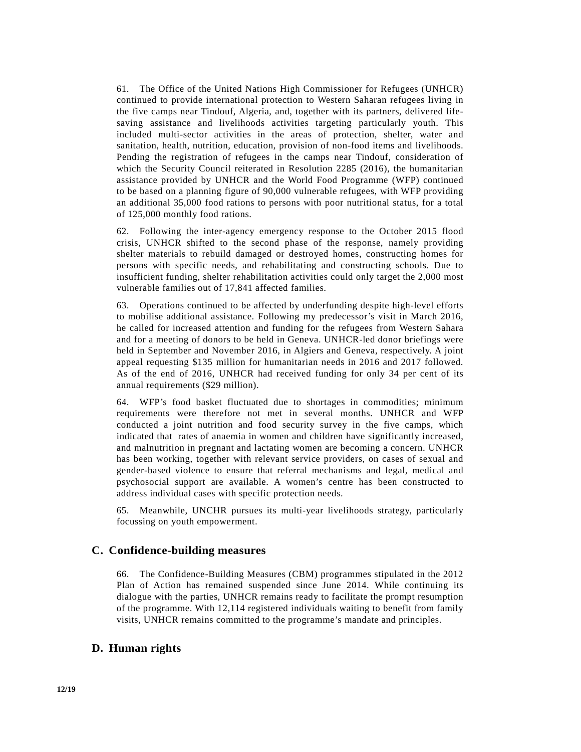61. The Office of the United Nations High Commissioner for Refugees (UNHCR) continued to provide international protection to Western Saharan refugees living in the five camps near Tindouf, Algeria, and, together with its partners, delivered life-saving assistance and livelihoods activities targeting particularly youth. This included multi-sector activities in the areas of protection, shelter, water and sanitation, health, nutrition, education, provision of non-food items and livelihoods. Pending the registration of refugees in the camps near Tindouf, consideration of which the Security Council reiterated in Resolution 2285 (2016), the humanitarian assistance provided by UNHCR and the World Food Programme (WFP) continued to be based on a planning figure of 90,000 vulnerable refugees, with WFP providing an additional 35,000 food rations to persons with poor nutritional status, for a total of 125,000 monthly food rations.

62. Following the inter-agency emergency response to the October 2015 flood crisis, UNHCR shifted to the second phase of the response, namely providing shelter materials to rebuild damaged or destroyed homes, constructing homes for persons with specific needs, and rehabilitating and constructing schools. Due to insufficient funding, shelter rehabilitation activities could only target the 2,000 most vulnerable families out of 17,841 affected families.

63. Operations continued to be affected by underfunding despite high-level efforts to mobilise additional assistance. Following my predecessor's visit in March 2016, he called for increased attention and funding for the refugees from Western Sahara and for a meeting of donors to be held in Geneva. UNHCR-led donor briefings were held in September and November 2016, in Algiers and Geneva, respectively. A joint appeal requesting $135 million for humanitarian needs in 2016 and 2017 followed. As of the end of 2016, UNHCR had received funding for only 34 per cent of its annual requirements ($29 million).

64. WFP's food basket fluctuated due to shortages in commodities; minimum requirements were therefore not met in several months. UNHCR and WFP conducted a joint nutrition and food security survey in the five camps, which indicated that rates of anaemia in women and children have significantly increased, and malnutrition in pregnant and lactating women are becoming a concern. UNHCR has been working, together with relevant service providers, on cases of sexual and gender-based violence to ensure that referral mechanisms and legal, medical and psychosocial support are available. A women's centre has been constructed to address individual cases with specific protection needs.

65. Meanwhile, UNCHR pursues its multi-year livelihoods strategy, particularly focussing on youth empowerment.

## C. Confidence-building measures

66. The Confidence-Building Measures (CBM) programmes stipulated in the 2012 Plan of Action has remained suspended since June 2014. While continuing its dialogue with the parties, UNHCR remains ready to facilitate the prompt resumption of the programme. With 12,114 registered individuals waiting to benefit from family visits, UNHCR remains committed to the programme's mandate and principles.

## D. Human rights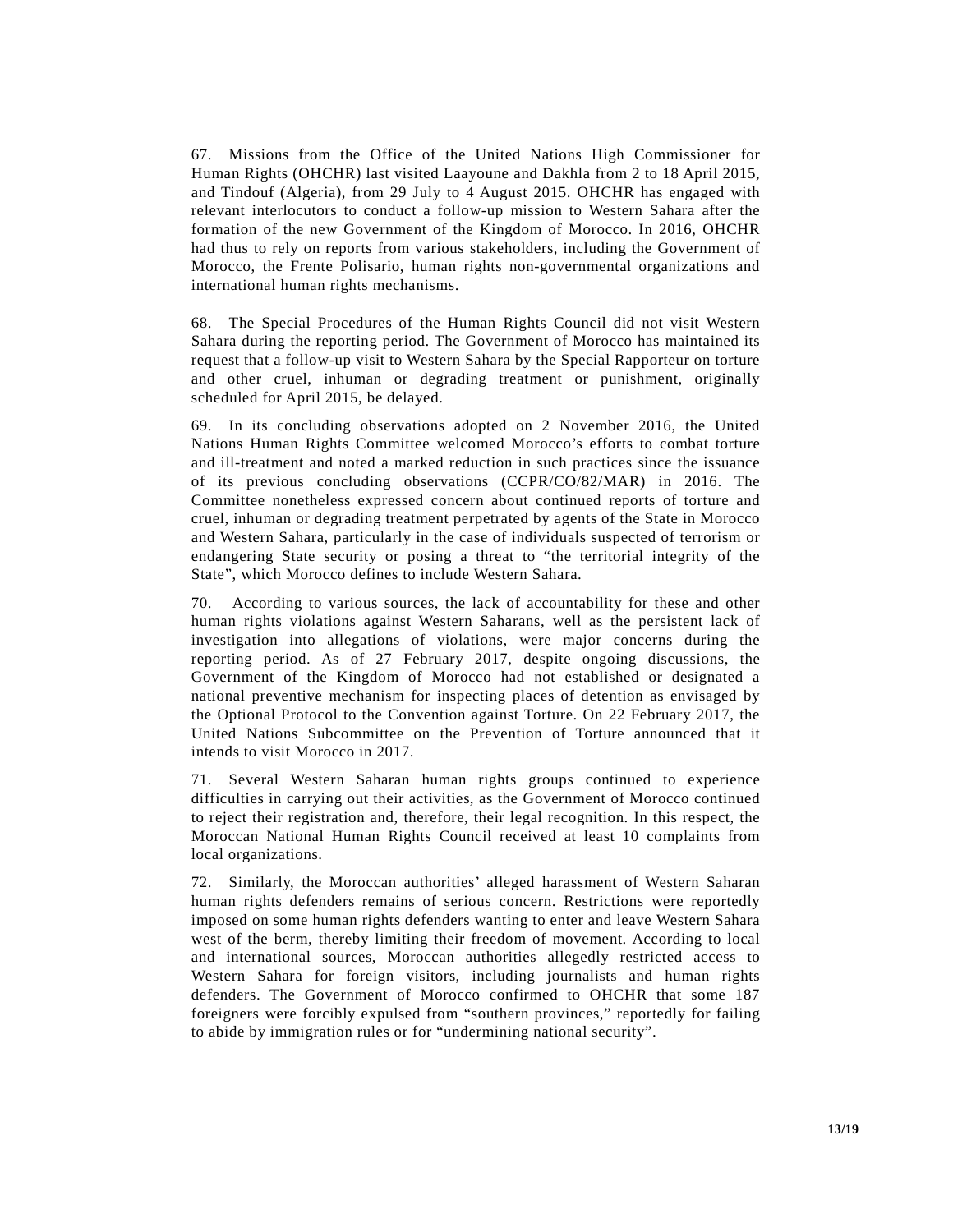67. Missions from the Office of the United Nations High Commissioner for Human Rights (OHCHR) last visited Laayoune and Dakhla from 2 to 18 April 2015, and Tindouf (Algeria), from 29 July to 4 August 2015. OHCHR has engaged with relevant interlocutors to conduct a follow-up mission to Western Sahara after the formation of the new Government of the Kingdom of Morocco. In 2016, OHCHR had thus to rely on reports from various stakeholders, including the Government of Morocco, the Frente Polisario, human rights non-governmental organizations and international human rights mechanisms.

68. The Special Procedures of the Human Rights Council did not visit Western Sahara during the reporting period. The Government of Morocco has maintained its request that a follow-up visit to Western Sahara by the Special Rapporteur on torture and other cruel, inhuman or degrading treatment or punishment, originally scheduled for April 2015, be delayed.

69. In its concluding observations adopted on 2 November 2016, the United Nations Human Rights Committee welcomed Morocco's efforts to combat torture and ill-treatment and noted a marked reduction in such practices since the issuance of its previous concluding observations (CCPR/CO/82/MAR) in 2016. The Committee nonetheless expressed concern about continued reports of torture and cruel, inhuman or degrading treatment perpetrated by agents of the State in Morocco and Western Sahara, particularly in the case of individuals suspected of terrorism or endangering State security or posing a threat to "the territorial integrity of the State", which Morocco defines to include Western Sahara.

70. According to various sources, the lack of accountability for these and other human rights violations against Western Saharans, well as the persistent lack of investigation into allegations of violations, were major concerns during the reporting period. As of 27 February 2017, despite ongoing discussions, the Government of the Kingdom of Morocco had not established or designated a national preventive mechanism for inspecting places of detention as envisaged by the Optional Protocol to the Convention against Torture. On 22 February 2017, the United Nations Subcommittee on the Prevention of Torture announced that it intends to visit Morocco in 2017.

71. Several Western Saharan human rights groups continued to experience difficulties in carrying out their activities, as the Government of Morocco continued to reject their registration and, therefore, their legal recognition. In this respect, the Moroccan National Human Rights Council received at least 10 complaints from local organizations.

72. Similarly, the Moroccan authorities' alleged harassment of Western Saharan human rights defenders remains of serious concern. Restrictions were reportedly imposed on some human rights defenders wanting to enter and leave Western Sahara west of the berm, thereby limiting their freedom of movement. According to local and international sources, Moroccan authorities allegedly restricted access to Western Sahara for foreign visitors, including journalists and human rights defenders. The Government of Morocco confirmed to OHCHR that some 187 foreigners were forcibly expulsed from "southern provinces," reportedly for failing to abide by immigration rules or for "undermining national security".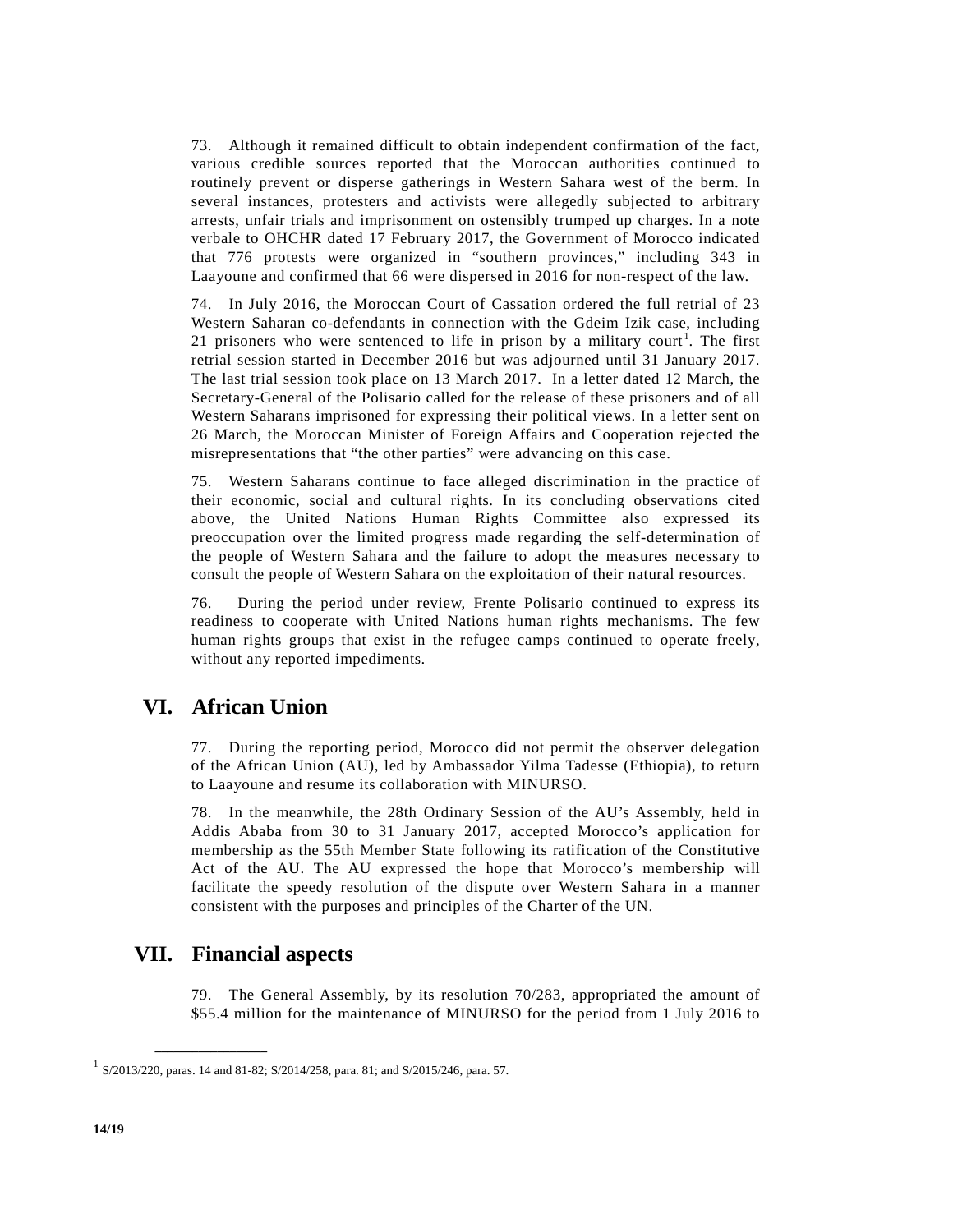73. Although it remained difficult to obtain independent confirmation of the fact, various credible sources reported that the Moroccan authorities continued to routinely prevent or disperse gatherings in Western Sahara west of the berm. In several instances, protesters and activists were allegedly subjected to arbitrary arrests, unfair trials and imprisonment on ostensibly trumped up charges. In a note verbale to OHCHR dated 17 February 2017, the Government of Morocco indicated that 776 protests were organized in "southern provinces," including 343 in Laayoune and confirmed that 66 were dispersed in 2016 for non-respect of the law.

74. In July 2016, the Moroccan Court of Cassation ordered the full retrial of 23 Western Saharan co-defendants in connection with the Gdeim Izik case, including 21 prisoners who were sentenced to life in prison by a military court[1]. The first retrial session started in December 2016 but was adjourned until 31 January 2017. The last trial session took place on 13 March 2017. In a letter dated 12 March, the Secretary-General of the Polisario called for the release of these prisoners and of all Western Saharans imprisoned for expressing their political views. In a letter sent on 26 March, the Moroccan Minister of Foreign Affairs and Cooperation rejected the misrepresentations that "the other parties" were advancing on this case.

75. Western Saharans continue to face alleged discrimination in the practice of their economic, social and cultural rights. In its concluding observations cited above, the United Nations Human Rights Committee also expressed its preoccupation over the limited progress made regarding the self-determination of the people of Western Sahara and the failure to adopt the measures necessary to consult the people of Western Sahara on the exploitation of their natural resources.

76. During the period under review, Frente Polisario continued to express its readiness to cooperate with United Nations human rights mechanisms. The few human rights groups that exist in the refugee camps continued to operate freely, without any reported impediments.

## VI. African Union

77. During the reporting period, Morocco did not permit the observer delegation of the African Union (AU), led by Ambassador Yilma Tadesse (Ethiopia), to return to Laayoune and resume its collaboration with MINURSO.

78. In the meanwhile, the 28th Ordinary Session of the AU's Assembly, held in Addis Ababa from 30 to 31 January 2017, accepted Morocco's application for membership as the 55th Member State following its ratification of the Constitutive Act of the AU. The AU expressed the hope that Morocco's membership will facilitate the speedy resolution of the dispute over Western Sahara in a manner consistent with the purposes and principles of the Charter of the UN.

## VII. Financial aspects

79. The General Assembly, by its resolution 70/283, appropriated the amount of $55.4 million for the maintenance of MINURSO for the period from 1 July 2016 to

---

[1] S/2013/220, paras. 14 and 81-82; S/2014/258, para. 81; and S/2015/246, para. 57.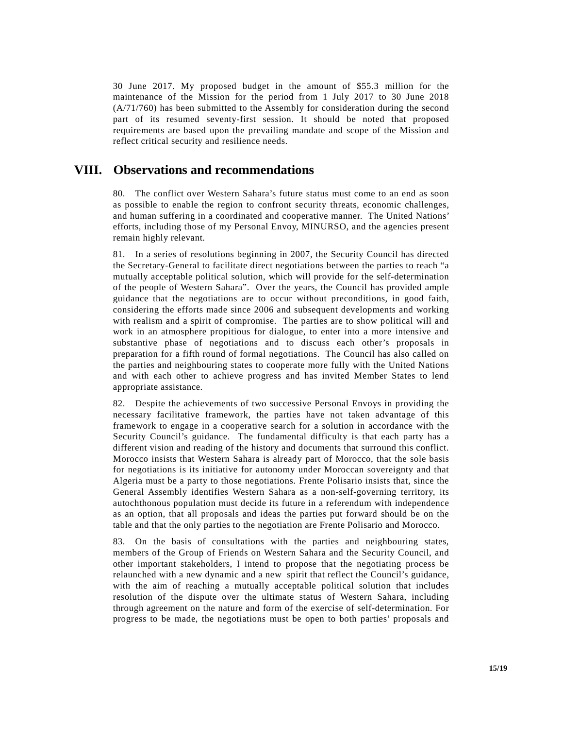30 June 2017. My proposed budget in the amount of $55.3 million for the maintenance of the Mission for the period from 1 July 2017 to 30 June 2018 (A/71/760) has been submitted to the Assembly for consideration during the second part of its resumed seventy-first session. It should be noted that proposed requirements are based upon the prevailing mandate and scope of the Mission and reflect critical security and resilience needs.

## VIII. Observations and recommendations

80. The conflict over Western Sahara's future status must come to an end as soon as possible to enable the region to confront security threats, economic challenges, and human suffering in a coordinated and cooperative manner. The United Nations' efforts, including those of my Personal Envoy, MINURSO, and the agencies present remain highly relevant.

81. In a series of resolutions beginning in 2007, the Security Council has directed the Secretary-General to facilitate direct negotiations between the parties to reach "a mutually acceptable political solution, which will provide for the self-determination of the people of Western Sahara". Over the years, the Council has provided ample guidance that the negotiations are to occur without preconditions, in good faith, considering the efforts made since 2006 and subsequent developments and working with realism and a spirit of compromise. The parties are to show political will and work in an atmosphere propitious for dialogue, to enter into a more intensive and substantive phase of negotiations and to discuss each other's proposals in preparation for a fifth round of formal negotiations. The Council has also called on the parties and neighbouring states to cooperate more fully with the United Nations and with each other to achieve progress and has invited Member States to lend appropriate assistance.

82. Despite the achievements of two successive Personal Envoys in providing the necessary facilitative framework, the parties have not taken advantage of this framework to engage in a cooperative search for a solution in accordance with the Security Council's guidance. The fundamental difficulty is that each party has a different vision and reading of the history and documents that surround this conflict. Morocco insists that Western Sahara is already part of Morocco, that the sole basis for negotiations is its initiative for autonomy under Moroccan sovereignty and that Algeria must be a party to those negotiations. Frente Polisario insists that, since the General Assembly identifies Western Sahara as a non-self-governing territory, its autochthonous population must decide its future in a referendum with independence as an option, that all proposals and ideas the parties put forward should be on the table and that the only parties to the negotiation are Frente Polisario and Morocco.

83. On the basis of consultations with the parties and neighbouring states, members of the Group of Friends on Western Sahara and the Security Council, and other important stakeholders, I intend to propose that the negotiating process be relaunched with a new dynamic and a new spirit that reflect the Council's guidance, with the aim of reaching a mutually acceptable political solution that includes resolution of the dispute over the ultimate status of Western Sahara, including through agreement on the nature and form of the exercise of self-determination. For progress to be made, the negotiations must be open to both parties' proposals and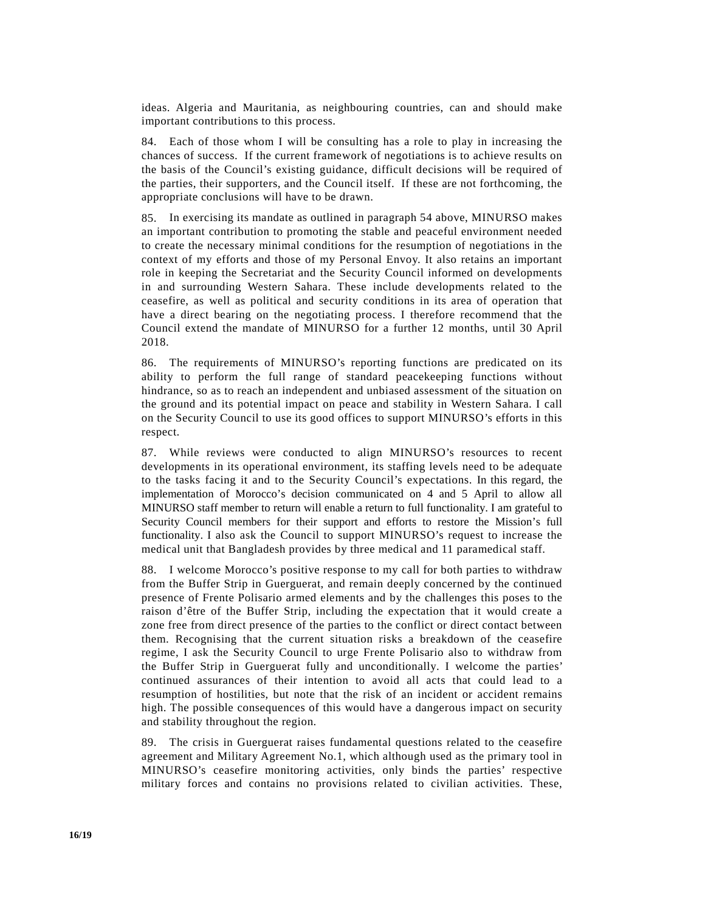ideas. Algeria and Mauritania, as neighbouring countries, can and should make important contributions to this process.

84. Each of those whom I will be consulting has a role to play in increasing the chances of success. If the current framework of negotiations is to achieve results on the basis of the Council's existing guidance, difficult decisions will be required of the parties, their supporters, and the Council itself. If these are not forthcoming, the appropriate conclusions will have to be drawn.

85. In exercising its mandate as outlined in paragraph 54 above, MINURSO makes an important contribution to promoting the stable and peaceful environment needed to create the necessary minimal conditions for the resumption of negotiations in the context of my efforts and those of my Personal Envoy. It also retains an important role in keeping the Secretariat and the Security Council informed on developments in and surrounding Western Sahara. These include developments related to the ceasefire, as well as political and security conditions in its area of operation that have a direct bearing on the negotiating process. I therefore recommend that the Council extend the mandate of MINURSO for a further 12 months, until 30 April 2018.

86. The requirements of MINURSO's reporting functions are predicated on its ability to perform the full range of standard peacekeeping functions without hindrance, so as to reach an independent and unbiased assessment of the situation on the ground and its potential impact on peace and stability in Western Sahara. I call on the Security Council to use its good offices to support MINURSO's efforts in this respect.

87. While reviews were conducted to align MINURSO's resources to recent developments in its operational environment, its staffing levels need to be adequate to the tasks facing it and to the Security Council's expectations. In this regard, the implementation of Morocco's decision communicated on 4 and 5 April to allow all MINURSO staff member to return will enable a return to full functionality. I am grateful to Security Council members for their support and efforts to restore the Mission's full functionality. I also ask the Council to support MINURSO's request to increase the medical unit that Bangladesh provides by three medical and 11 paramedical staff.

88. I welcome Morocco's positive response to my call for both parties to withdraw from the Buffer Strip in Guerguerat, and remain deeply concerned by the continued presence of Frente Polisario armed elements and by the challenges this poses to the raison d'être of the Buffer Strip, including the expectation that it would create a zone free from direct presence of the parties to the conflict or direct contact between them. Recognising that the current situation risks a breakdown of the ceasefire regime, I ask the Security Council to urge Frente Polisario also to withdraw from the Buffer Strip in Guerguerat fully and unconditionally. I welcome the parties' continued assurances of their intention to avoid all acts that could lead to a resumption of hostilities, but note that the risk of an incident or accident remains high. The possible consequences of this would have a dangerous impact on security and stability throughout the region.

89. The crisis in Guerguerat raises fundamental questions related to the ceasefire agreement and Military Agreement No.1, which although used as the primary tool in MINURSO's ceasefire monitoring activities, only binds the parties' respective military forces and contains no provisions related to civilian activities. These,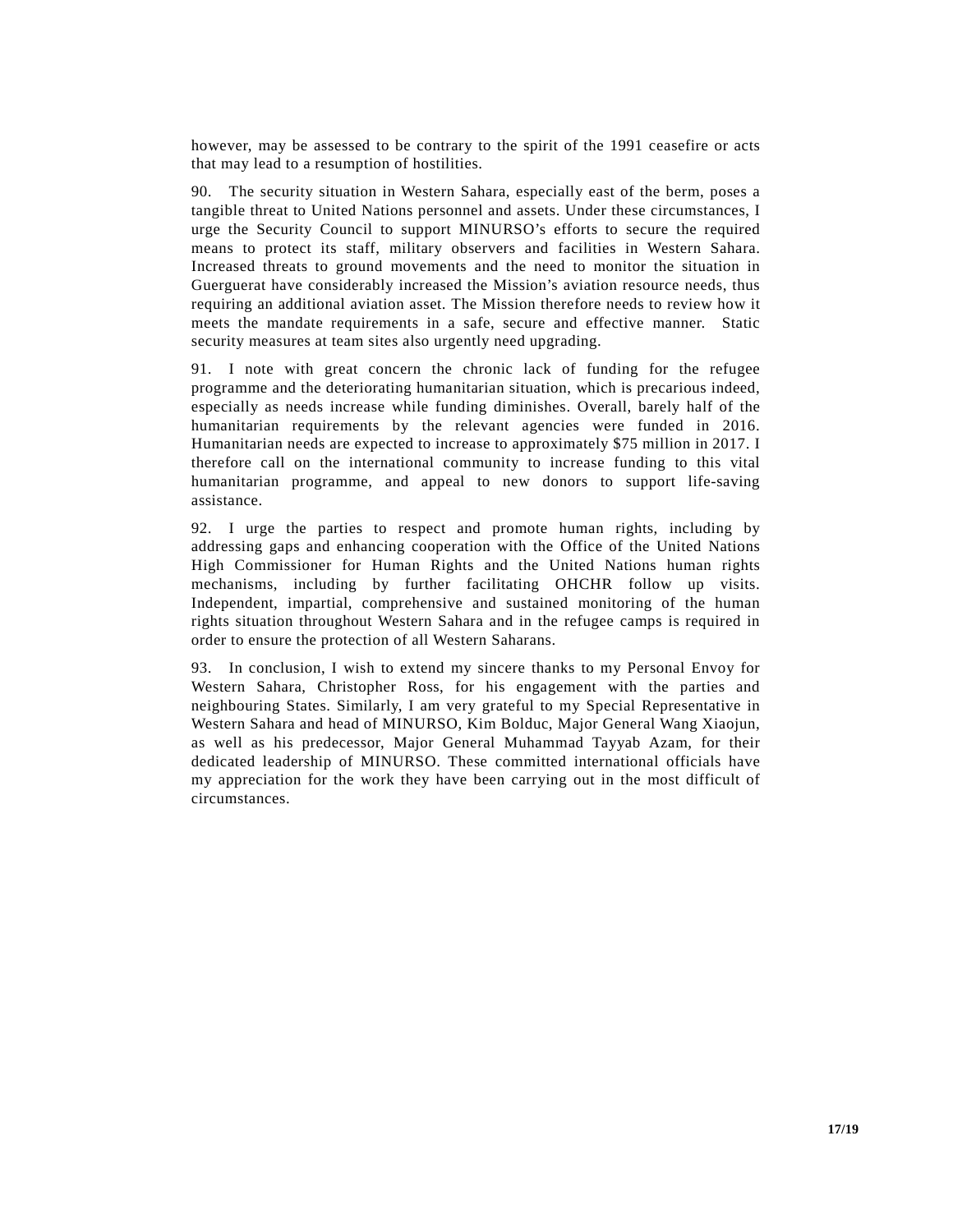however, may be assessed to be contrary to the spirit of the 1991 ceasefire or acts that may lead to a resumption of hostilities.

90. The security situation in Western Sahara, especially east of the berm, poses a tangible threat to United Nations personnel and assets. Under these circumstances, I urge the Security Council to support MINURSO's efforts to secure the required means to protect its staff, military observers and facilities in Western Sahara. Increased threats to ground movements and the need to monitor the situation in Guerguerat have considerably increased the Mission's aviation resource needs, thus requiring an additional aviation asset. The Mission therefore needs to review how it meets the mandate requirements in a safe, secure and effective manner. Static security measures at team sites also urgently need upgrading.

91. I note with great concern the chronic lack of funding for the refugee programme and the deteriorating humanitarian situation, which is precarious indeed, especially as needs increase while funding diminishes. Overall, barely half of the humanitarian requirements by the relevant agencies were funded in 2016. Humanitarian needs are expected to increase to approximately $75 million in 2017. I therefore call on the international community to increase funding to this vital humanitarian programme, and appeal to new donors to support life-saving assistance.

92. I urge the parties to respect and promote human rights, including by addressing gaps and enhancing cooperation with the Office of the United Nations High Commissioner for Human Rights and the United Nations human rights mechanisms, including by further facilitating OHCHR follow up visits. Independent, impartial, comprehensive and sustained monitoring of the human rights situation throughout Western Sahara and in the refugee camps is required in order to ensure the protection of all Western Saharans.

93. In conclusion, I wish to extend my sincere thanks to my Personal Envoy for Western Sahara, Christopher Ross, for his engagement with the parties and neighbouring States. Similarly, I am very grateful to my Special Representative in Western Sahara and head of MINURSO, Kim Bolduc, Major General Wang Xiaojun, as well as his predecessor, Major General Muhammad Tayyab Azam, for their dedicated leadership of MINURSO. These committed international officials have my appreciation for the work they have been carrying out in the most difficult of circumstances.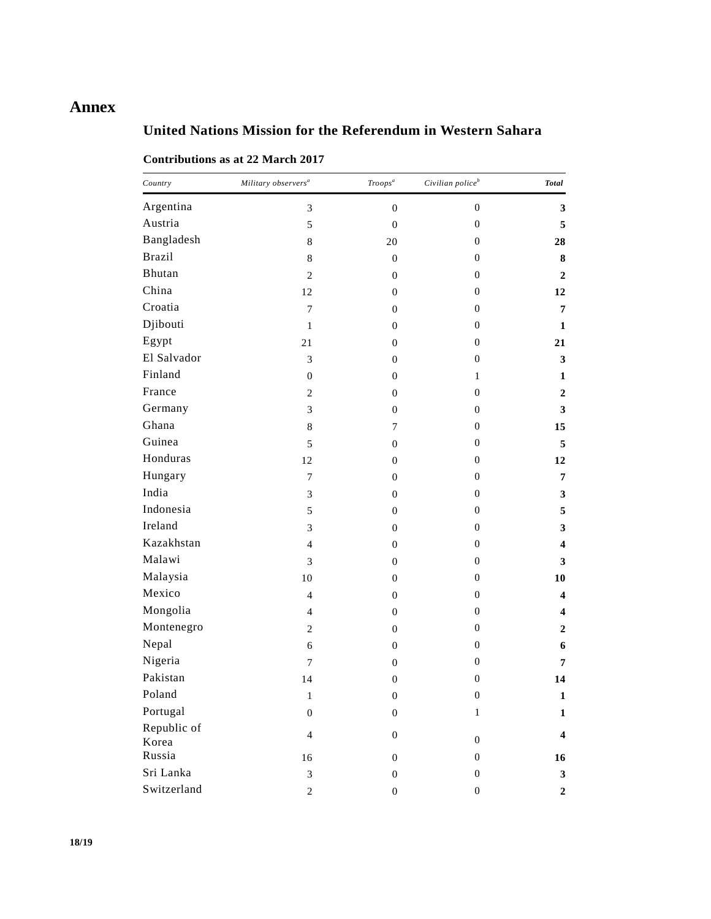# Annex

## United Nations Mission for the Referendum in Western Sahara

### Contributions as at 22 March 2017

| *Country* | *Military observers*[a] | *Troops*[a] | *Civilian police*[b] | ***Total*** |
|---|---|---|---|---|
| Argentina | 3 | 0 | 0 | **3** |
| Austria | 5 | 0 | 0 | **5** |
| Bangladesh | 8 | 20 | 0 | **28** |
| Brazil | 8 | 0 | 0 | **8** |
| Bhutan | 2 | 0 | 0 | **2** |
| China | 12 | 0 | 0 | **12** |
| Croatia | 7 | 0 | 0 | **7** |
| Djibouti | 1 | 0 | 0 | **1** |
| Egypt | 21 | 0 | 0 | **21** |
| El Salvador | 3 | 0 | 0 | **3** |
| Finland | 0 | 0 | 1 | **1** |
| France | 2 | 0 | 0 | **2** |
| Germany | 3 | 0 | 0 | **3** |
| Ghana | 8 | 7 | 0 | **15** |
| Guinea | 5 | 0 | 0 | **5** |
| Honduras | 12 | 0 | 0 | **12** |
| Hungary | 7 | 0 | 0 | **7** |
| India | 3 | 0 | 0 | **3** |
| Indonesia | 5 | 0 | 0 | **5** |
| Ireland | 3 | 0 | 0 | **3** |
| Kazakhstan | 4 | 0 | 0 | **4** |
| Malawi | 3 | 0 | 0 | **3** |
| Malaysia | 10 | 0 | 0 | **10** |
| Mexico | 4 | 0 | 0 | **4** |
| Mongolia | 4 | 0 | 0 | **4** |
| Montenegro | 2 | 0 | 0 | **2** |
| Nepal | 6 | 0 | 0 | **6** |
| Nigeria | 7 | 0 | 0 | **7** |
| Pakistan | 14 | 0 | 0 | **14** |
| Poland | 1 | 0 | 0 | **1** |
| Portugal | 0 | 0 | 1 | **1** |
| Republic of Korea | 4 | 0 | 0 | **4** |
| Russia | 16 | 0 | 0 | **16** |
| Sri Lanka | 3 | 0 | 0 | **3** |
| Switzerland | 2 | 0 | 0 | **2** |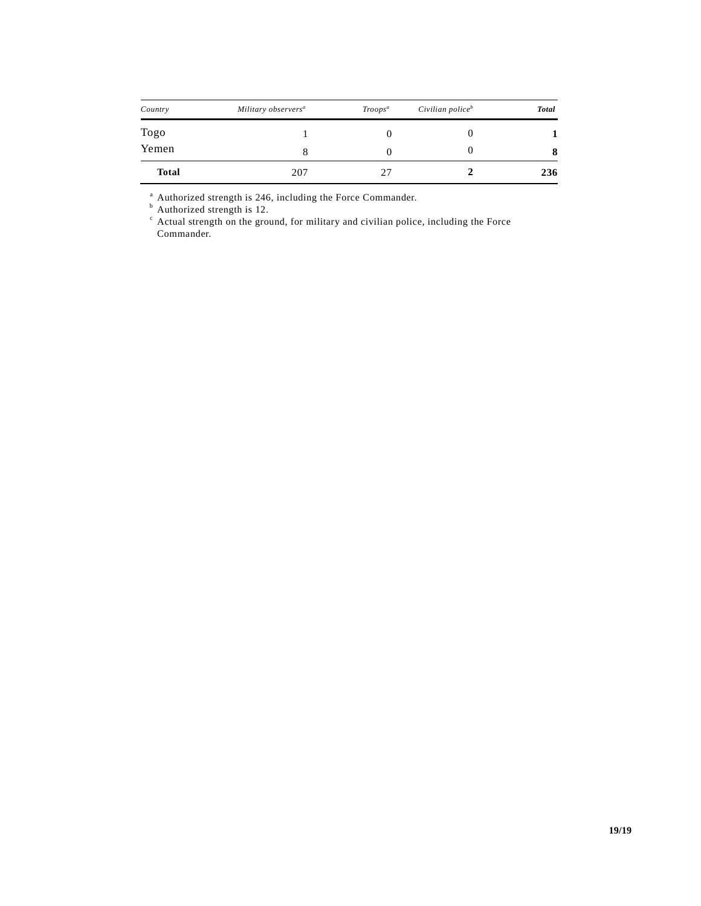| *Country* | *Military observers*[a] | *Troops*[a] | *Civilian police*[b] | ***Total*** |
|---|---|---|---|---|
| Togo | 1 | 0 | 0 | **1** |
| Yemen | 8 | 0 | 0 | **8** |
| **Total** | 207 | 27 | **2** | **236** |

[a] Authorized strength is 246, including the Force Commander.

[b] Authorized strength is 12.

[c] Actual strength on the ground, for military and civilian police, including the Force Commander.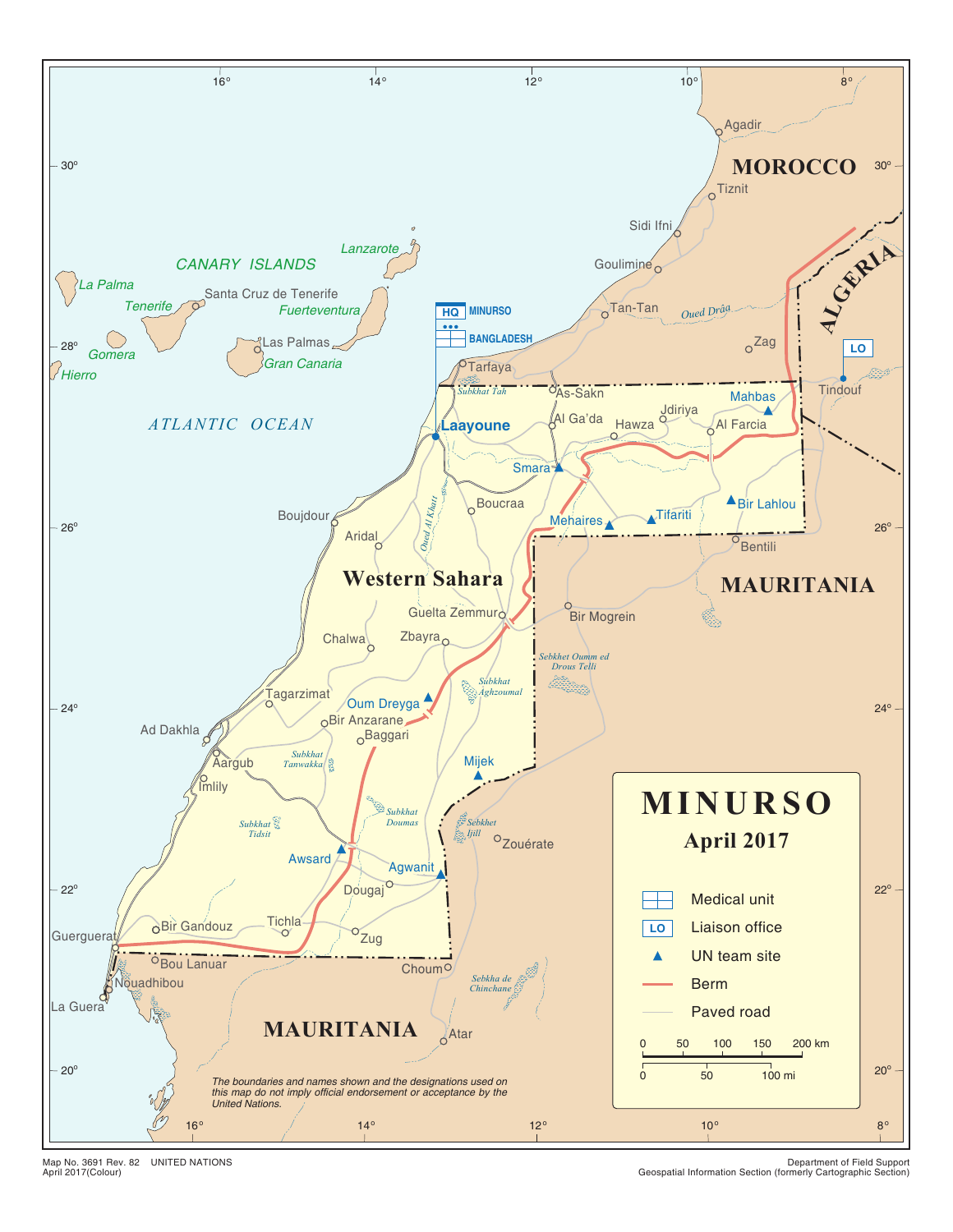# MINURSO

**April 2017**

Medical unit

LO Liaison office

UN team site

Berm

Paved road

0 50 100 150 200 km

0 50 100 mi

MOROCCO

ALGERIA

MAURITANIA

Western Sahara

CANARY ISLANDS

ATLANTIC OCEAN

HQ MINURSO

BANGLADESH

Agadir, Tiznit, Sidi Ifni, Goulimine, Tan-Tan, Oued Drâa, Zag, Tindouf, Tarfaya, Subkhat Tah, As-Sakn, Laayoune, Al Ga'da, Hawza, Jdiriya, Mahbas, Al Farcia, Smara, Boucraa, Mehaires, Tifariti, Bir Lahlou, Bentili, Boujdour, Aridal, Oued Al Khatt, Guelta Zemmur, Bir Mogrein, Chalwa, Zbayra, Sebkhet Oumm ed Drous Telli, Tagarzimat, Oum Dreyga, Subkhat Aghzoumal, Ad Dakhla, Bir Anzarane, Baggari, Aargub, Subkhat Tanwakka, Mijek, Imlily, Subkhat Doumas, Subkhat Tidsit, Sebkhet Ijill, Zouérate, Awsard, Agwanit, Dougaj, Guerguerat, Bir Gandouz, Tichla, Zug, Bou Lanuar, Choum, Nouadhibou, La Guera, Sebkha de Chinchane, Atar

La Palma, Tenerife, Santa Cruz de Tenerife, Lanzarote, Fuerteventura, Gomera, Las Palmas, Gran Canaria, Hierro

16° 14° 12° 10° 8°

30° 28° 26° 24° 22° 20°

The boundaries and names shown and the designations used on this map do not imply official endorsement or acceptance by the United Nations.

Map No. 3691 Rev. 82 UNITED NATIONS
April 2017(Colour)

Department of Field Support
Geospatial Information Section (formerly Cartographic Section)